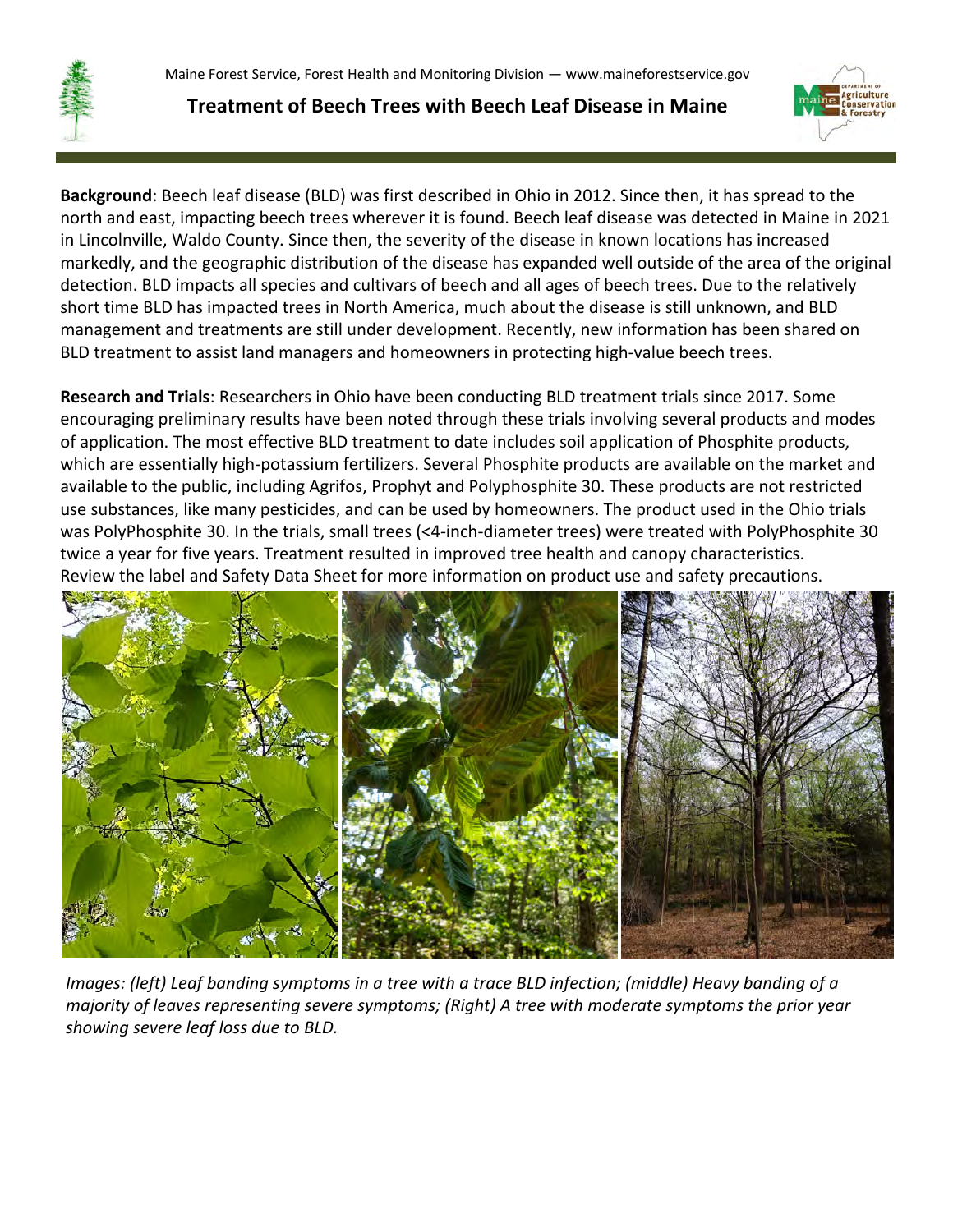Maine Forest Service, Forest Health and Monitoring Division — www.maineforestservice.gov

# Treatment of Beech Trees with Beech Leaf Disease in Maine

**Background**: Beech leaf disease (BLD) was first described in Ohio in 2012. Since then, it has spread to the north and east, impacting beech trees wherever it is found. Beech leaf disease was detected in Maine in 2021 in Lincolnville, Waldo County. Since then, the severity of the disease in known locations has increased markedly, and the geographic distribution of the disease has expanded well outside of the area of the original detection. BLD impacts all species and cultivars of beech and all ages of beech trees. Due to the relatively short time BLD has impacted trees in North America, much about the disease is still unknown, and BLD management and treatments are still under development. Recently, new information has been shared on BLD treatment to assist land managers and homeowners in protecting high-value beech trees.

**Research and Trials**: Researchers in Ohio have been conducting BLD treatment trials since 2017. Some encouraging preliminary results have been noted through these trials involving several products and modes of application. The most effective BLD treatment to date includes soil application of Phosphite products, which are essentially high-potassium fertilizers. Several Phosphite products are available on the market and available to the public, including Agrifos, Prophyt and Polyphosphite 30. These products are not restricted use substances, like many pesticides, and can be used by homeowners. The product used in the Ohio trials was PolyPhosphite 30. In the trials, small trees (<4-inch-diameter trees) were treated with PolyPhosphite 30 twice a year for five years. Treatment resulted in improved tree health and canopy characteristics. Review the label and Safety Data Sheet for more information on product use and safety precautions.

*Images: (left) Leaf banding symptoms in a tree with a trace BLD infection; (middle) Heavy banding of a majority of leaves representing severe symptoms; (Right) A tree with moderate symptoms the prior year showing severe leaf loss due to BLD.*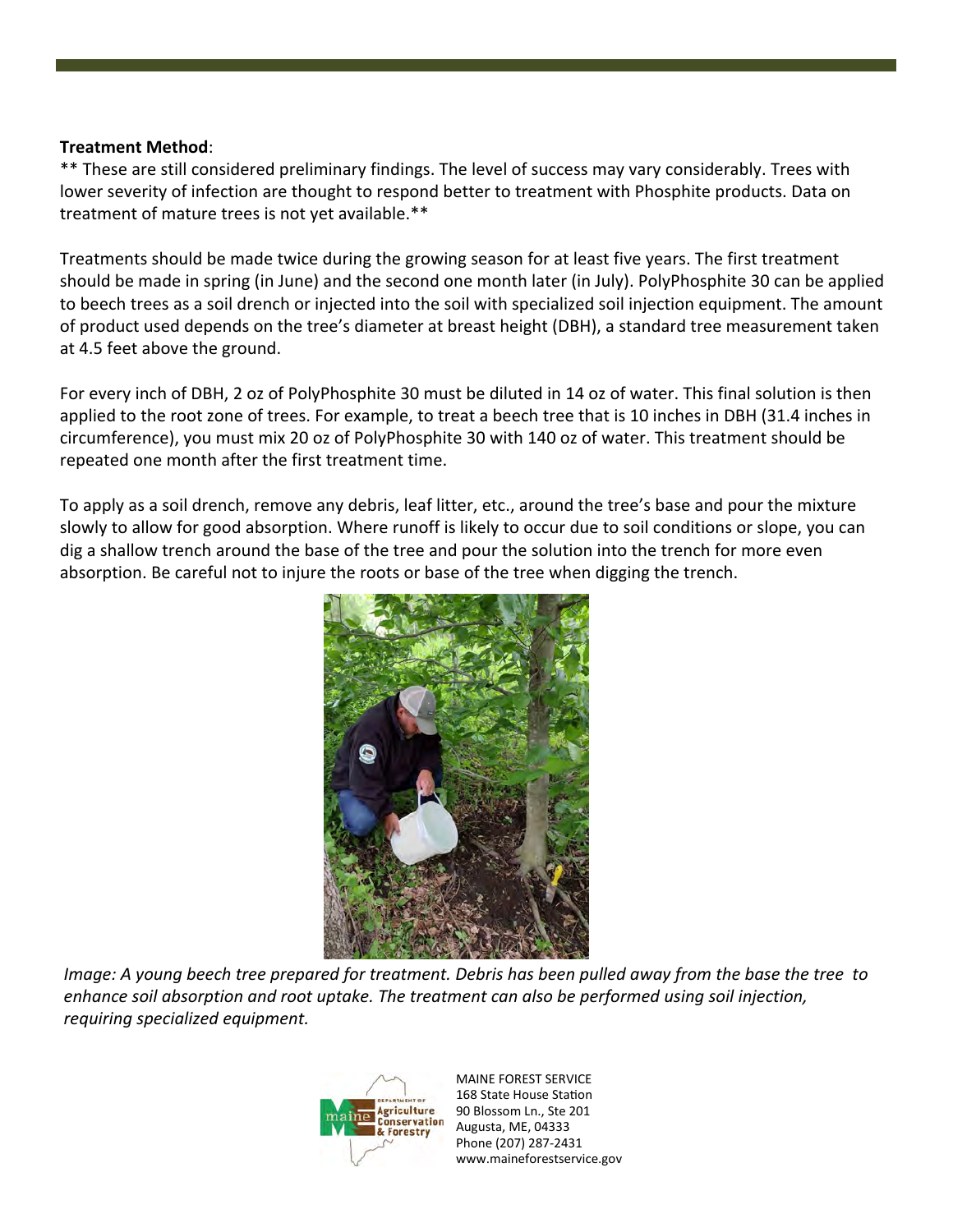**Treatment Method**:

** These are still considered preliminary findings. The level of success may vary considerably. Trees with lower severity of infection are thought to respond better to treatment with Phosphite products. Data on treatment of mature trees is not yet available.**

Treatments should be made twice during the growing season for at least five years. The first treatment should be made in spring (in June) and the second one month later (in July). PolyPhosphite 30 can be applied to beech trees as a soil drench or injected into the soil with specialized soil injection equipment. The amount of product used depends on the tree's diameter at breast height (DBH), a standard tree measurement taken at 4.5 feet above the ground.

For every inch of DBH, 2 oz of PolyPhosphite 30 must be diluted in 14 oz of water. This final solution is then applied to the root zone of trees. For example, to treat a beech tree that is 10 inches in DBH (31.4 inches in circumference), you must mix 20 oz of PolyPhosphite 30 with 140 oz of water. This treatment should be repeated one month after the first treatment time.

To apply as a soil drench, remove any debris, leaf litter, etc., around the tree's base and pour the mixture slowly to allow for good absorption. Where runoff is likely to occur due to soil conditions or slope, you can dig a shallow trench around the base of the tree and pour the solution into the trench for more even absorption. Be careful not to injure the roots or base of the tree when digging the trench.

*Image: A young beech tree prepared for treatment. Debris has been pulled away from the base the tree to enhance soil absorption and root uptake. The treatment can also be performed using soil injection, requiring specialized equipment.*

MAINE FOREST SERVICE
168 State House Station
90 Blossom Ln., Ste 201
Augusta, ME, 04333
Phone (207) 287-2431
www.maineforestservice.gov